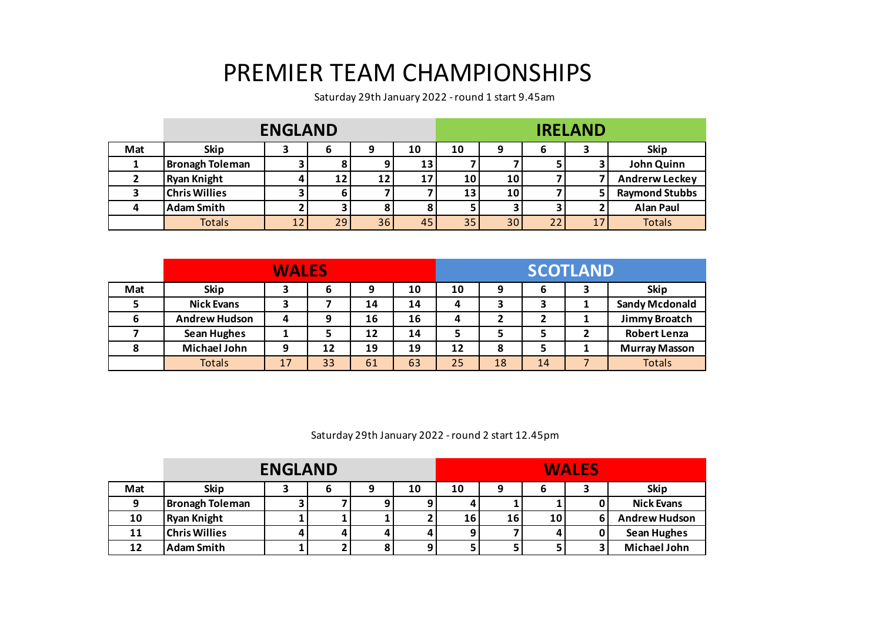# PREMIER TEAM CHAMPIONSHIPS

Saturday 29th January 2022 - round 1 start 9.45am

| | ENGLAND | | | | | IRELAND | | | | |
|---|---|---|---|---|---|---|---|---|---|---|
| **Mat** | **Skip** | **3** | **6** | **9** | **10** | **10** | **9** | **6** | **3** | **Skip** |
| **1** | **Bronagh Toleman** | **3** | **8** | **9** | **13** | **7** | **7** | **5** | **3** | **John Quinn** |
| **2** | **Ryan Knight** | **4** | **12** | **12** | **17** | **10** | **10** | **7** | **7** | **Andrerw Leckey** |
| **3** | **Chris Willies** | **3** | **6** | **7** | **7** | **13** | **10** | **7** | **5** | **Raymond Stubbs** |
| **4** | **Adam Smith** | **2** | **3** | **8** | **8** | **5** | **3** | **3** | **2** | **Alan Paul** |
| | Totals | 12 | 29 | 36 | 45 | 35 | 30 | 22 | 17 | Totals |

| | WALES | | | | | SCOTLAND | | | | |
|---|---|---|---|---|---|---|---|---|---|---|
| **Mat** | **Skip** | **3** | **6** | **9** | **10** | **10** | **9** | **6** | **3** | **Skip** |
| **5** | **Nick Evans** | **3** | **7** | **14** | **14** | **4** | **3** | **3** | **1** | **Sandy Mcdonald** |
| **6** | **Andrew Hudson** | **4** | **9** | **16** | **16** | **4** | **2** | **2** | **1** | **Jimmy Broatch** |
| **7** | **Sean Hughes** | **1** | **5** | **12** | **14** | **5** | **5** | **5** | **2** | **Robert Lenza** |
| **8** | **Michael John** | **9** | **12** | **19** | **19** | **12** | **8** | **5** | **1** | **Murray Masson** |
| | Totals | 17 | 33 | 61 | 63 | 25 | 18 | 14 | 7 | Totals |

Saturday 29th January 2022 - round 2 start 12.45pm

| | ENGLAND | | | | | WALES | | | | |
|---|---|---|---|---|---|---|---|---|---|---|
| **Mat** | **Skip** | **3** | **6** | **9** | **10** | **10** | **9** | **6** | **3** | **Skip** |
| **9** | **Bronagh Toleman** | **3** | **7** | **9** | **9** | **4** | **1** | **1** | **0** | **Nick Evans** |
| **10** | **Ryan Knight** | **1** | **1** | **1** | **2** | **16** | **16** | **10** | **6** | **Andrew Hudson** |
| **11** | **Chris Willies** | **4** | **4** | **4** | **4** | **9** | **7** | **4** | **0** | **Sean Hughes** |
| **12** | **Adam Smith** | **1** | **2** | **8** | **9** | **5** | **5** | **5** | **3** | **Michael John** |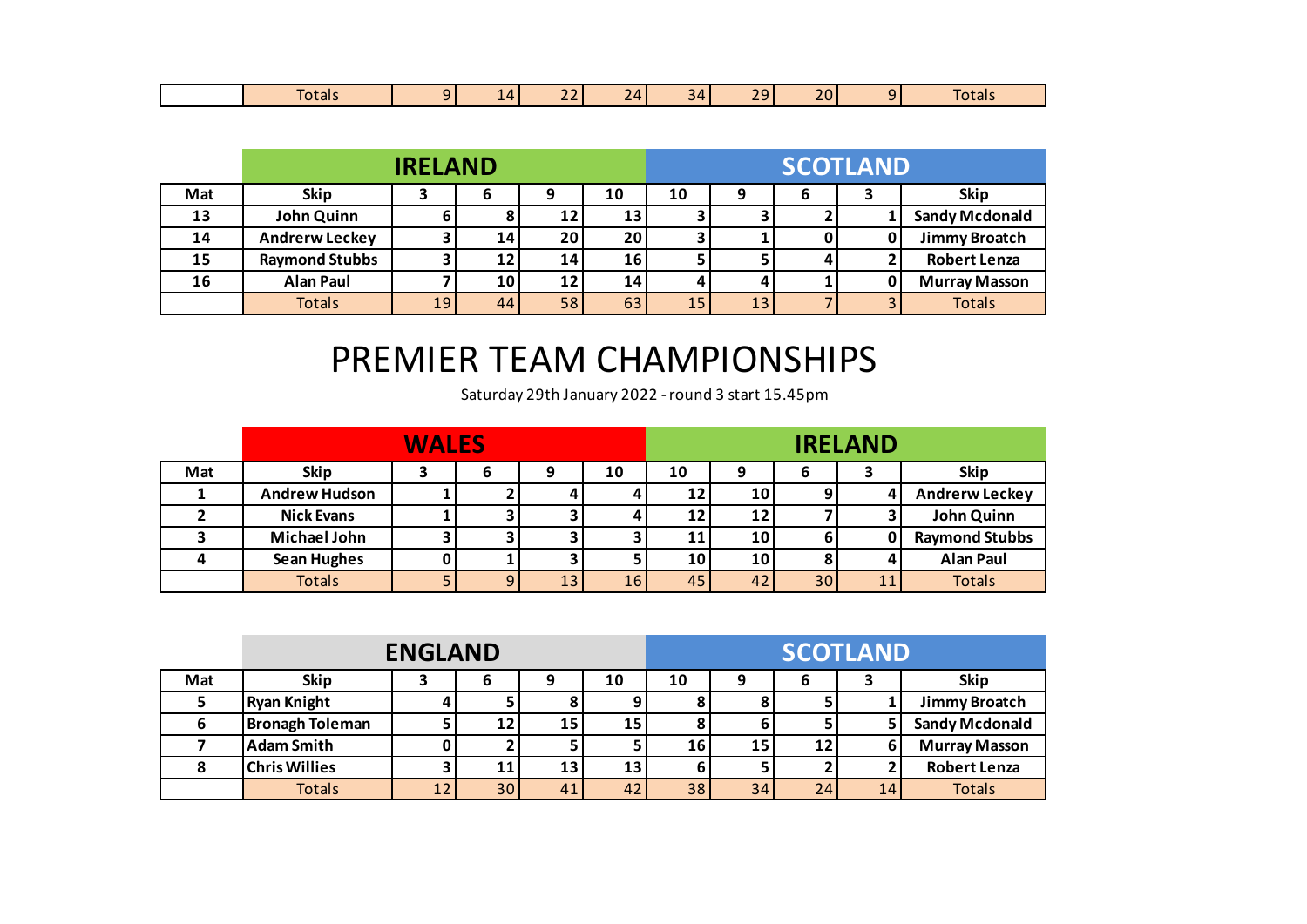|  | Totals | 9 | 14 | 22 | 24 | 34 | 29 | 20 | 9 | Totals |
|---|---|---|---|---|---|---|---|---|---|---|

| | IRELAND | | | | | SCOTLAND | | | | |
|---|---|---|---|---|---|---|---|---|---|---|
| Mat | Skip | 3 | 6 | 9 | 10 | 10 | 9 | 6 | 3 | Skip |
| 13 | John Quinn | 6 | 8 | 12 | 13 | 3 | 3 | 2 | 1 | Sandy Mcdonald |
| 14 | Andrerw Leckey | 3 | 14 | 20 | 20 | 3 | 1 | 0 | 0 | Jimmy Broatch |
| 15 | Raymond Stubbs | 3 | 12 | 14 | 16 | 5 | 5 | 4 | 2 | Robert Lenza |
| 16 | Alan Paul | 7 | 10 | 12 | 14 | 4 | 4 | 1 | 0 | Murray Masson |
|  | Totals | 19 | 44 | 58 | 63 | 15 | 13 | 7 | 3 | Totals |

# PREMIER TEAM CHAMPIONSHIPS

Saturday 29th January 2022 - round 3 start 15.45pm

| | WALES | | | | | IRELAND | | | | |
|---|---|---|---|---|---|---|---|---|---|---|
| Mat | Skip | 3 | 6 | 9 | 10 | 10 | 9 | 6 | 3 | Skip |
| 1 | Andrew Hudson | 1 | 2 | 4 | 4 | 12 | 10 | 9 | 4 | Andrerw Leckey |
| 2 | Nick Evans | 1 | 3 | 3 | 4 | 12 | 12 | 7 | 3 | John Quinn |
| 3 | Michael John | 3 | 3 | 3 | 3 | 11 | 10 | 6 | 0 | Raymond Stubbs |
| 4 | Sean Hughes | 0 | 1 | 3 | 5 | 10 | 10 | 8 | 4 | Alan Paul |
|  | Totals | 5 | 9 | 13 | 16 | 45 | 42 | 30 | 11 | Totals |

| | ENGLAND | | | | | SCOTLAND | | | | |
|---|---|---|---|---|---|---|---|---|---|---|
| Mat | Skip | 3 | 6 | 9 | 10 | 10 | 9 | 6 | 3 | Skip |
| 5 | Ryan Knight | 4 | 5 | 8 | 9 | 8 | 8 | 5 | 1 | Jimmy Broatch |
| 6 | Bronagh Toleman | 5 | 12 | 15 | 15 | 8 | 6 | 5 | 5 | Sandy Mcdonald |
| 7 | Adam Smith | 0 | 2 | 5 | 5 | 16 | 15 | 12 | 6 | Murray Masson |
| 8 | Chris Willies | 3 | 11 | 13 | 13 | 6 | 5 | 2 | 2 | Robert Lenza |
|  | Totals | 12 | 30 | 41 | 42 | 38 | 34 | 24 | 14 | Totals |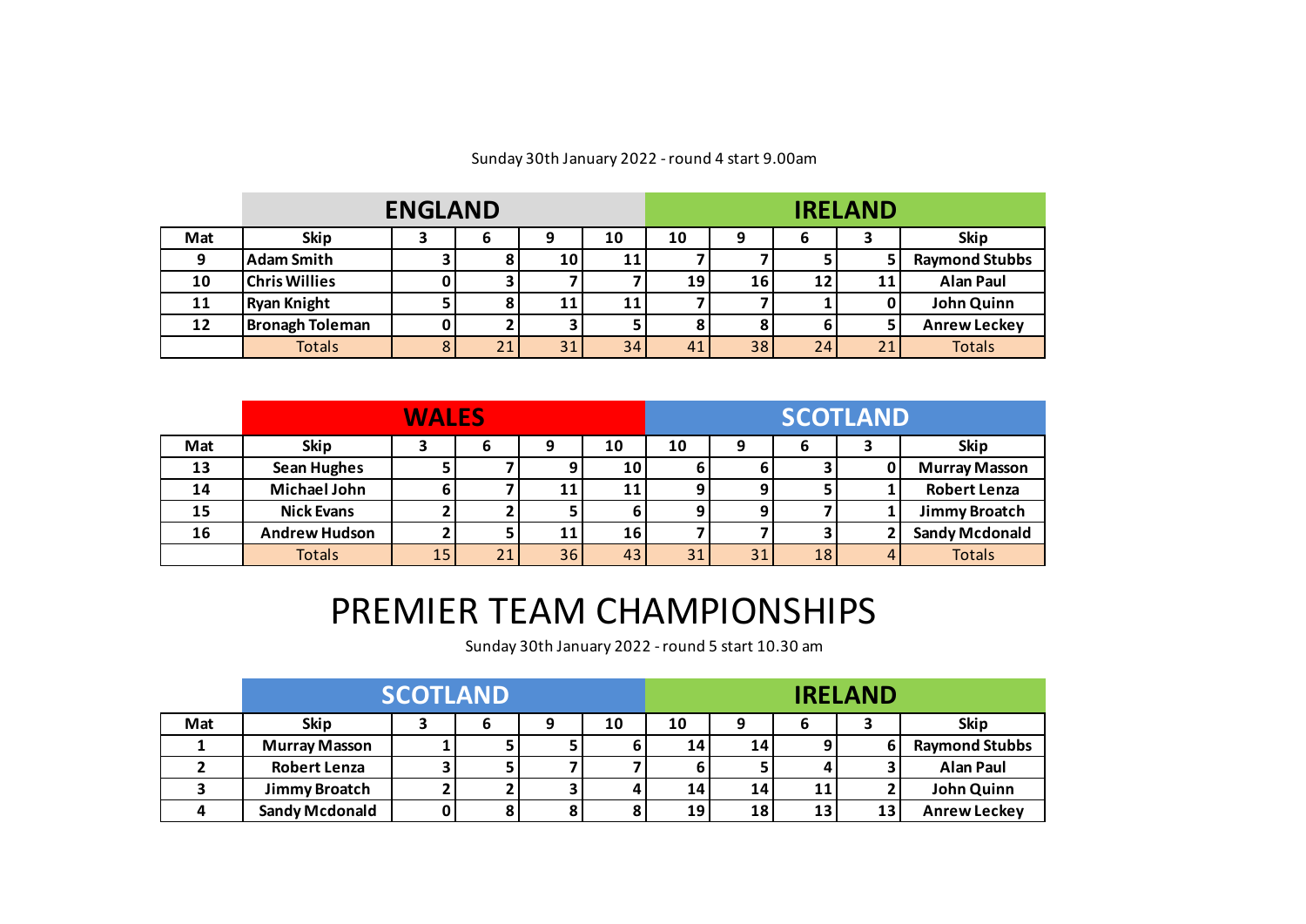Sunday 30th January 2022 - round 4 start 9.00am

| | ENGLAND | | | | | IRELAND | | | | |
|---|---|---|---|---|---|---|---|---|---|---|
| **Mat** | **Skip** | **3** | **6** | **9** | **10** | **10** | **9** | **6** | **3** | **Skip** |
| **9** | **Adam Smith** | 3 | 8 | 10 | 11 | 7 | 7 | 5 | 5 | **Raymond Stubbs** |
| **10** | **Chris Willies** | 0 | 3 | 7 | 7 | 19 | 16 | 12 | 11 | **Alan Paul** |
| **11** | **Ryan Knight** | 5 | 8 | 11 | 11 | 7 | 7 | 1 | 0 | **John Quinn** |
| **12** | **Bronagh Toleman** | 0 | 2 | 3 | 5 | 8 | 8 | 6 | 5 | **Anrew Leckey** |
| | Totals | 8 | 21 | 31 | 34 | 41 | 38 | 24 | 21 | Totals |

| | WALES | | | | | SCOTLAND | | | | |
|---|---|---|---|---|---|---|---|---|---|---|
| **Mat** | **Skip** | **3** | **6** | **9** | **10** | **10** | **9** | **6** | **3** | **Skip** |
| **13** | **Sean Hughes** | 5 | 7 | 9 | 10 | 6 | 6 | 3 | 0 | **Murray Masson** |
| **14** | **Michael John** | 6 | 7 | 11 | 11 | 9 | 9 | 5 | 1 | **Robert Lenza** |
| **15** | **Nick Evans** | 2 | 2 | 5 | 6 | 9 | 9 | 7 | 1 | **Jimmy Broatch** |
| **16** | **Andrew Hudson** | 2 | 5 | 11 | 16 | 7 | 7 | 3 | 2 | **Sandy Mcdonald** |
| | Totals | 15 | 21 | 36 | 43 | 31 | 31 | 18 | 4 | Totals |

# PREMIER TEAM CHAMPIONSHIPS

Sunday 30th January 2022 - round 5 start 10.30 am

| | SCOTLAND | | | | | IRELAND | | | | |
|---|---|---|---|---|---|---|---|---|---|---|
| **Mat** | **Skip** | **3** | **6** | **9** | **10** | **10** | **9** | **6** | **3** | **Skip** |
| **1** | **Murray Masson** | 1 | 5 | 5 | 6 | 14 | 14 | 9 | 6 | **Raymond Stubbs** |
| **2** | **Robert Lenza** | 3 | 5 | 7 | 7 | 6 | 5 | 4 | 3 | **Alan Paul** |
| **3** | **Jimmy Broatch** | 2 | 2 | 3 | 4 | 14 | 14 | 11 | 2 | **John Quinn** |
| **4** | **Sandy Mcdonald** | 0 | 8 | 8 | 8 | 19 | 18 | 13 | 13 | **Anrew Leckey** |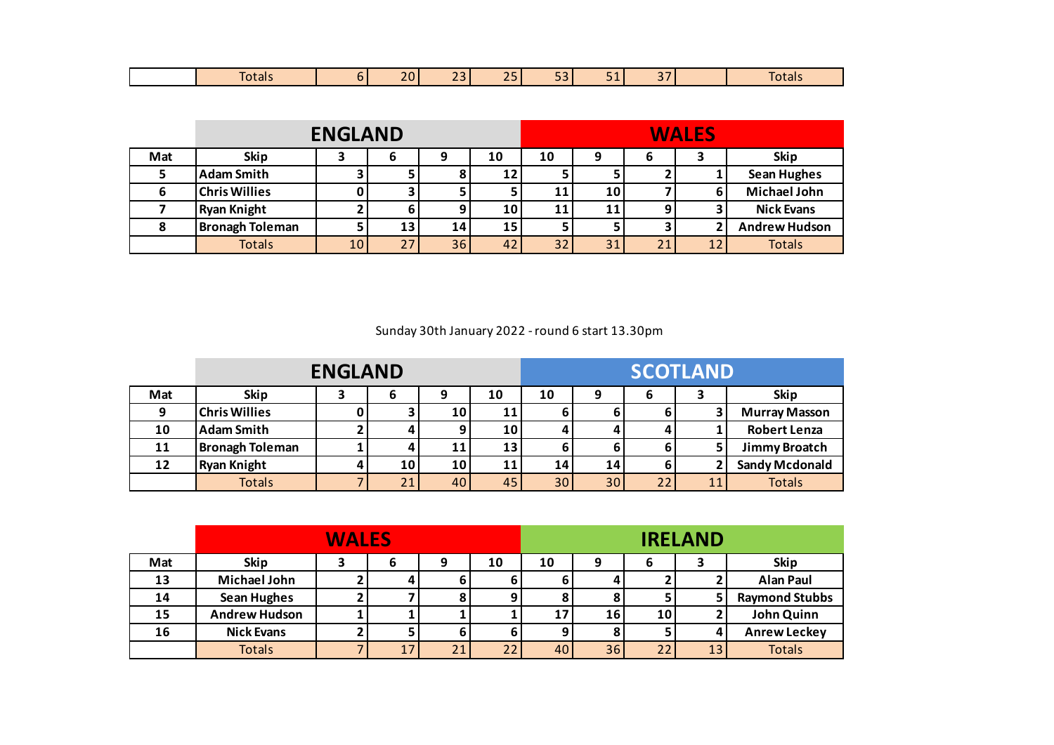| | | | | | | | | | | |
|---|---|---|---|---|---|---|---|---|---|---|
| | Totals | 6 | 20 | 23 | 25 | 53 | 51 | 37 | | Totals |

| | ENGLAND | | | | | WALES | | | | |
|---|---|---|---|---|---|---|---|---|---|---|
| **Mat** | **Skip** | **3** | **6** | **9** | **10** | **10** | **9** | **6** | **3** | **Skip** |
| 5 | Adam Smith | 3 | 5 | 8 | 12 | 5 | 5 | 2 | 1 | Sean Hughes |
| 6 | Chris Willies | 0 | 3 | 5 | 5 | 11 | 10 | 7 | 6 | Michael John |
| 7 | Ryan Knight | 2 | 6 | 9 | 10 | 11 | 11 | 9 | 3 | Nick Evans |
| 8 | Bronagh Toleman | 5 | 13 | 14 | 15 | 5 | 5 | 3 | 2 | Andrew Hudson |
| | Totals | 10 | 27 | 36 | 42 | 32 | 31 | 21 | 12 | Totals |

Sunday 30th January 2022 - round 6 start 13.30pm

| | ENGLAND | | | | | SCOTLAND | | | | |
|---|---|---|---|---|---|---|---|---|---|---|
| **Mat** | **Skip** | **3** | **6** | **9** | **10** | **10** | **9** | **6** | **3** | **Skip** |
| 9 | Chris Willies | 0 | 3 | 10 | 11 | 6 | 6 | 6 | 3 | Murray Masson |
| 10 | Adam Smith | 2 | 4 | 9 | 10 | 4 | 4 | 4 | 1 | Robert Lenza |
| 11 | Bronagh Toleman | 1 | 4 | 11 | 13 | 6 | 6 | 6 | 5 | Jimmy Broatch |
| 12 | Ryan Knight | 4 | 10 | 10 | 11 | 14 | 14 | 6 | 2 | Sandy Mcdonald |
| | Totals | 7 | 21 | 40 | 45 | 30 | 30 | 22 | 11 | Totals |

| | WALES | | | | | IRELAND | | | | |
|---|---|---|---|---|---|---|---|---|---|---|
| **Mat** | **Skip** | **3** | **6** | **9** | **10** | **10** | **9** | **6** | **3** | **Skip** |
| 13 | Michael John | 2 | 4 | 6 | 6 | 6 | 4 | 2 | 2 | Alan Paul |
| 14 | Sean Hughes | 2 | 7 | 8 | 9 | 8 | 8 | 5 | 5 | Raymond Stubbs |
| 15 | Andrew Hudson | 1 | 1 | 1 | 1 | 17 | 16 | 10 | 2 | John Quinn |
| 16 | Nick Evans | 2 | 5 | 6 | 6 | 9 | 8 | 5 | 4 | Anrew Leckey |
| | Totals | 7 | 17 | 21 | 22 | 40 | 36 | 22 | 13 | Totals |